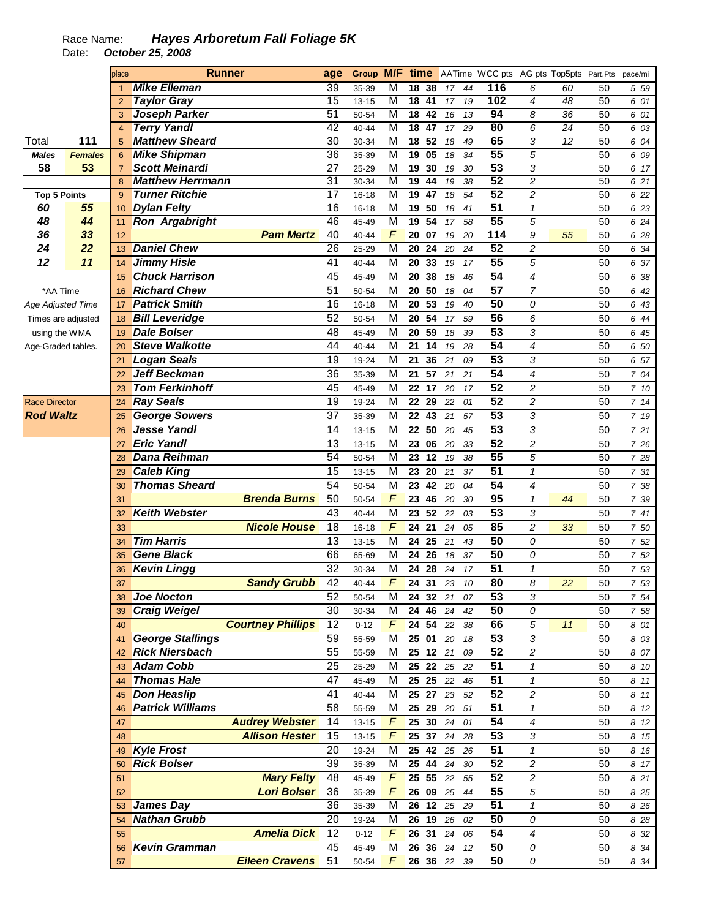Race Name: ***Hayes Arboretum Fall Foliage 5K***

Date: ***October 25, 2008***

| Total | 111 |
|---|---|
| **Males** | **Females** |
| **58** | **53** |

| Top 5 Points | |
|---|---|
| 60 | 55 |
| 48 | 44 |
| 36 | 33 |
| 24 | 22 |
| 12 | 11 |

*AA Time
Age Adjusted Time
Times are adjusted using the WMA Age-Graded tables.

Race Director
**Rod Waltz**

| place | Runner | age | Group | M/F | time | | AATime | | WCC pts | AG pts | Top5pts | Part.Pts | pace/mi |
|---|---|---|---|---|---|---|---|---|---|---|---|---|---|
| 1 | Mike Elleman | 39 | 35-39 | M | 18 | 38 | 17 | 44 | 116 | 6 | 60 | 50 | 5 59 |
| 2 | Taylor Gray | 15 | 13-15 | M | 18 | 41 | 17 | 19 | 102 | 4 | 48 | 50 | 6 01 |
| 3 | Joseph Parker | 51 | 50-54 | M | 18 | 42 | 16 | 13 | 94 | 8 | 36 | 50 | 6 01 |
| 4 | Terry Yandl | 42 | 40-44 | M | 18 | 47 | 17 | 29 | 80 | 6 | 24 | 50 | 6 03 |
| 5 | Matthew Sheard | 30 | 30-34 | M | 18 | 52 | 18 | 49 | 65 | 3 | 12 | 50 | 6 04 |
| 6 | Mike Shipman | 36 | 35-39 | M | 19 | 05 | 18 | 34 | 55 | 5 | | 50 | 6 09 |
| 7 | Scott Meinardi | 27 | 25-29 | M | 19 | 30 | 19 | 30 | 53 | 3 | | 50 | 6 17 |
| 8 | Matthew Herrmann | 31 | 30-34 | M | 19 | 44 | 19 | 38 | 52 | 2 | | 50 | 6 21 |
| 9 | Turner Ritchie | 17 | 16-18 | M | 19 | 47 | 18 | 54 | 52 | 2 | | 50 | 6 22 |
| 10 | Dylan Felty | 16 | 16-18 | M | 19 | 50 | 18 | 41 | 51 | 1 | | 50 | 6 23 |
| 11 | Ron Argabright | 46 | 45-49 | M | 19 | 54 | 17 | 58 | 55 | 5 | | 50 | 6 24 |
| 12 | Pam Mertz | 40 | 40-44 | F | 20 | 07 | 19 | 20 | 114 | 9 | 55 | 50 | 6 28 |
| 13 | Daniel Chew | 26 | 25-29 | M | 20 | 24 | 20 | 24 | 52 | 2 | | 50 | 6 34 |
| 14 | Jimmy Hisle | 41 | 40-44 | M | 20 | 33 | 19 | 17 | 55 | 5 | | 50 | 6 37 |
| 15 | Chuck Harrison | 45 | 45-49 | M | 20 | 38 | 18 | 46 | 54 | 4 | | 50 | 6 38 |
| 16 | Richard Chew | 51 | 50-54 | M | 20 | 50 | 18 | 04 | 57 | 7 | | 50 | 6 42 |
| 17 | Patrick Smith | 16 | 16-18 | M | 20 | 53 | 19 | 40 | 50 | 0 | | 50 | 6 43 |
| 18 | Bill Leveridge | 52 | 50-54 | M | 20 | 54 | 17 | 59 | 56 | 6 | | 50 | 6 44 |
| 19 | Dale Bolser | 48 | 45-49 | M | 20 | 59 | 18 | 39 | 53 | 3 | | 50 | 6 45 |
| 20 | Steve Walkotte | 44 | 40-44 | M | 21 | 14 | 19 | 28 | 54 | 4 | | 50 | 6 50 |
| 21 | Logan Seals | 19 | 19-24 | M | 21 | 36 | 21 | 09 | 53 | 3 | | 50 | 6 57 |
| 22 | Jeff Beckman | 36 | 35-39 | M | 21 | 57 | 21 | 21 | 54 | 4 | | 50 | 7 04 |
| 23 | Tom Ferkinhoff | 45 | 45-49 | M | 22 | 17 | 20 | 17 | 52 | 2 | | 50 | 7 10 |
| 24 | Ray Seals | 19 | 19-24 | M | 22 | 29 | 22 | 01 | 52 | 2 | | 50 | 7 14 |
| 25 | George Sowers | 37 | 35-39 | M | 22 | 43 | 21 | 57 | 53 | 3 | | 50 | 7 19 |
| 26 | Jesse Yandl | 14 | 13-15 | M | 22 | 50 | 20 | 45 | 53 | 3 | | 50 | 7 21 |
| 27 | Eric Yandl | 13 | 13-15 | M | 23 | 06 | 20 | 33 | 52 | 2 | | 50 | 7 26 |
| 28 | Dana Reihman | 54 | 50-54 | M | 23 | 12 | 19 | 38 | 55 | 5 | | 50 | 7 28 |
| 29 | Caleb King | 15 | 13-15 | M | 23 | 20 | 21 | 37 | 51 | 1 | | 50 | 7 31 |
| 30 | Thomas Sheard | 54 | 50-54 | M | 23 | 42 | 20 | 04 | 54 | 4 | | 50 | 7 38 |
| 31 | Brenda Burns | 50 | 50-54 | F | 23 | 46 | 20 | 30 | 95 | 1 | 44 | 50 | 7 39 |
| 32 | Keith Webster | 43 | 40-44 | M | 23 | 52 | 22 | 03 | 53 | 3 | | 50 | 7 41 |
| 33 | Nicole House | 18 | 16-18 | F | 24 | 21 | 24 | 05 | 85 | 2 | 33 | 50 | 7 50 |
| 34 | Tim Harris | 13 | 13-15 | M | 24 | 25 | 21 | 43 | 50 | 0 | | 50 | 7 52 |
| 35 | Gene Black | 66 | 65-69 | M | 24 | 26 | 18 | 37 | 50 | 0 | | 50 | 7 52 |
| 36 | Kevin Lingg | 32 | 30-34 | M | 24 | 28 | 24 | 17 | 51 | 1 | | 50 | 7 53 |
| 37 | Sandy Grubb | 42 | 40-44 | F | 24 | 31 | 23 | 10 | 80 | 8 | 22 | 50 | 7 53 |
| 38 | Joe Nocton | 52 | 50-54 | M | 24 | 32 | 21 | 07 | 53 | 3 | | 50 | 7 54 |
| 39 | Craig Weigel | 30 | 30-34 | M | 24 | 46 | 24 | 42 | 50 | 0 | | 50 | 7 58 |
| 40 | Courtney Phillips | 12 | 0-12 | F | 24 | 54 | 22 | 38 | 66 | 5 | 11 | 50 | 8 01 |
| 41 | George Stallings | 59 | 55-59 | M | 25 | 01 | 20 | 18 | 53 | 3 | | 50 | 8 03 |
| 42 | Rick Niersbach | 55 | 55-59 | M | 25 | 12 | 21 | 09 | 52 | 2 | | 50 | 8 07 |
| 43 | Adam Cobb | 25 | 25-29 | M | 25 | 22 | 25 | 22 | 51 | 1 | | 50 | 8 10 |
| 44 | Thomas Hale | 47 | 45-49 | M | 25 | 25 | 22 | 46 | 51 | 1 | | 50 | 8 11 |
| 45 | Don Heaslip | 41 | 40-44 | M | 25 | 27 | 23 | 52 | 52 | 2 | | 50 | 8 11 |
| 46 | Patrick Williams | 58 | 55-59 | M | 25 | 29 | 20 | 51 | 51 | 1 | | 50 | 8 12 |
| 47 | Audrey Webster | 14 | 13-15 | F | 25 | 30 | 24 | 01 | 54 | 4 | | 50 | 8 12 |
| 48 | Allison Hester | 15 | 13-15 | F | 25 | 37 | 24 | 28 | 53 | 3 | | 50 | 8 15 |
| 49 | Kyle Frost | 20 | 19-24 | M | 25 | 42 | 25 | 26 | 51 | 1 | | 50 | 8 16 |
| 50 | Rick Bolser | 39 | 35-39 | M | 25 | 44 | 24 | 30 | 52 | 2 | | 50 | 8 17 |
| 51 | Mary Felty | 48 | 45-49 | F | 25 | 55 | 22 | 55 | 52 | 2 | | 50 | 8 21 |
| 52 | Lori Bolser | 36 | 35-39 | F | 26 | 09 | 25 | 44 | 55 | 5 | | 50 | 8 25 |
| 53 | James Day | 36 | 35-39 | M | 26 | 12 | 25 | 29 | 51 | 1 | | 50 | 8 26 |
| 54 | Nathan Grubb | 20 | 19-24 | M | 26 | 19 | 26 | 02 | 50 | 0 | | 50 | 8 28 |
| 55 | Amelia Dick | 12 | 0-12 | F | 26 | 31 | 24 | 06 | 54 | 4 | | 50 | 8 32 |
| 56 | Kevin Gramman | 45 | 45-49 | M | 26 | 36 | 24 | 12 | 50 | 0 | | 50 | 8 34 |
| 57 | Eileen Cravens | 51 | 50-54 | F | 26 | 36 | 22 | 39 | 50 | 0 | | 50 | 8 34 |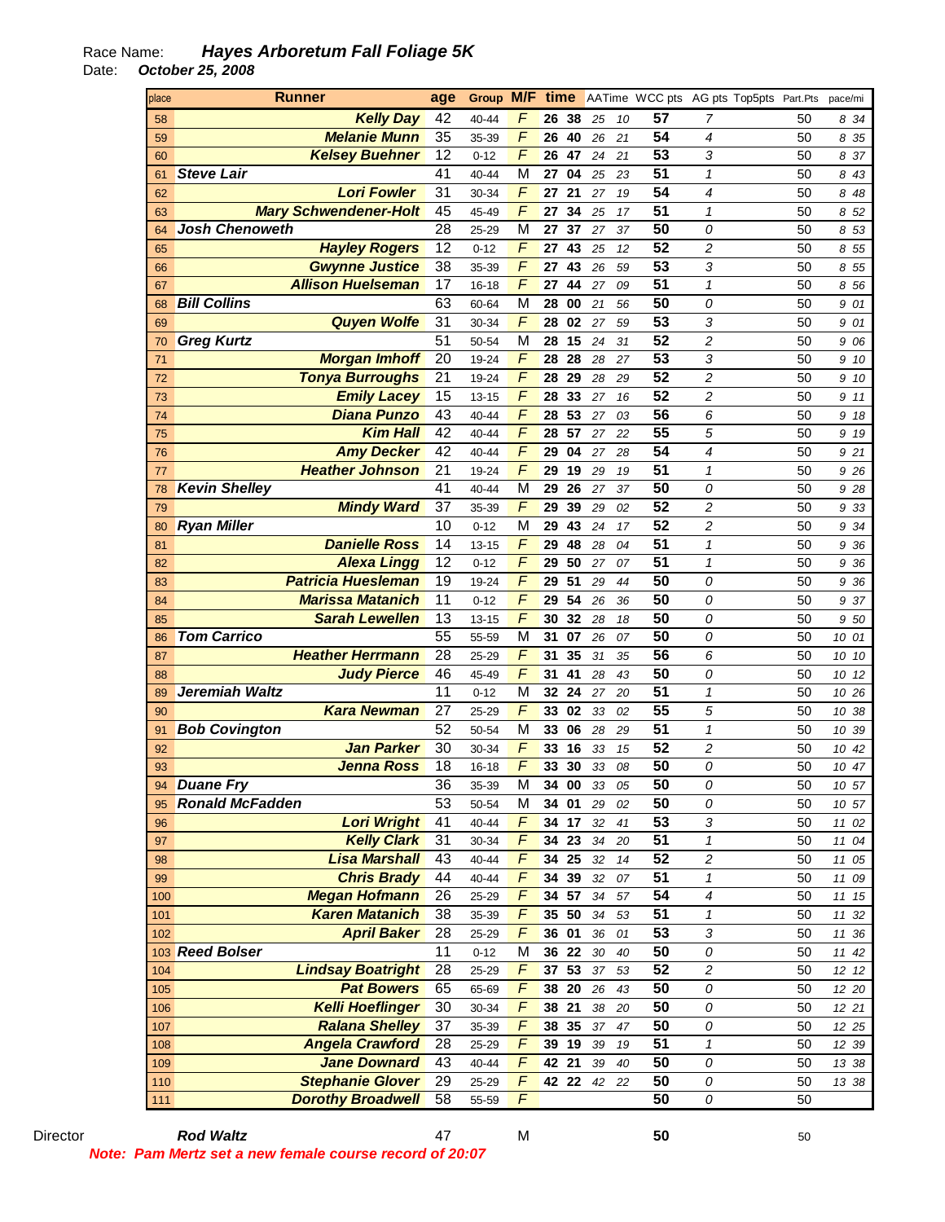Race Name: ***Hayes Arboretum Fall Foliage 5K***
Date: ***October 25, 2008***

| place | Runner | age | Group | M/F | time | AATime | WCC pts | AG pts | Top5pts | Part.Pts | pace/mi |
|---|---|---|---|---|---|---|---|---|---|---|---|
| 58 | Kelly Day | 42 | 40-44 | F | 26 38 | 25 10 | 57 | 7 | | 50 | 8 34 |
| 59 | Melanie Munn | 35 | 35-39 | F | 26 40 | 26 21 | 54 | 4 | | 50 | 8 35 |
| 60 | Kelsey Buehner | 12 | 0-12 | F | 26 47 | 24 21 | 53 | 3 | | 50 | 8 37 |
| 61 | Steve Lair | 41 | 40-44 | M | 27 04 | 25 23 | 51 | 1 | | 50 | 8 43 |
| 62 | Lori Fowler | 31 | 30-34 | F | 27 21 | 27 19 | 54 | 4 | | 50 | 8 48 |
| 63 | Mary Schwendener-Holt | 45 | 45-49 | F | 27 34 | 25 17 | 51 | 1 | | 50 | 8 52 |
| 64 | Josh Chenoweth | 28 | 25-29 | M | 27 37 | 27 37 | 50 | 0 | | 50 | 8 53 |
| 65 | Hayley Rogers | 12 | 0-12 | F | 27 43 | 25 12 | 52 | 2 | | 50 | 8 55 |
| 66 | Gwynne Justice | 38 | 35-39 | F | 27 43 | 26 59 | 53 | 3 | | 50 | 8 55 |
| 67 | Allison Huelseman | 17 | 16-18 | F | 27 44 | 27 09 | 51 | 1 | | 50 | 8 56 |
| 68 | Bill Collins | 63 | 60-64 | M | 28 00 | 21 56 | 50 | 0 | | 50 | 9 01 |
| 69 | Quyen Wolfe | 31 | 30-34 | F | 28 02 | 27 59 | 53 | 3 | | 50 | 9 01 |
| 70 | Greg Kurtz | 51 | 50-54 | M | 28 15 | 24 31 | 52 | 2 | | 50 | 9 06 |
| 71 | Morgan Imhoff | 20 | 19-24 | F | 28 28 | 28 27 | 53 | 3 | | 50 | 9 10 |
| 72 | Tonya Burroughs | 21 | 19-24 | F | 28 29 | 28 29 | 52 | 2 | | 50 | 9 10 |
| 73 | Emily Lacey | 15 | 13-15 | F | 28 33 | 27 16 | 52 | 2 | | 50 | 9 11 |
| 74 | Diana Punzo | 43 | 40-44 | F | 28 53 | 27 03 | 56 | 6 | | 50 | 9 18 |
| 75 | Kim Hall | 42 | 40-44 | F | 28 57 | 27 22 | 55 | 5 | | 50 | 9 19 |
| 76 | Amy Decker | 42 | 40-44 | F | 29 04 | 27 28 | 54 | 4 | | 50 | 9 21 |
| 77 | Heather Johnson | 21 | 19-24 | F | 29 19 | 29 19 | 51 | 1 | | 50 | 9 26 |
| 78 | Kevin Shelley | 41 | 40-44 | M | 29 26 | 27 37 | 50 | 0 | | 50 | 9 28 |
| 79 | Mindy Ward | 37 | 35-39 | F | 29 39 | 29 02 | 52 | 2 | | 50 | 9 33 |
| 80 | Ryan Miller | 10 | 0-12 | M | 29 43 | 24 17 | 52 | 2 | | 50 | 9 34 |
| 81 | Danielle Ross | 14 | 13-15 | F | 29 48 | 28 04 | 51 | 1 | | 50 | 9 36 |
| 82 | Alexa Lingg | 12 | 0-12 | F | 29 50 | 27 07 | 51 | 1 | | 50 | 9 36 |
| 83 | Patricia Huesleman | 19 | 19-24 | F | 29 51 | 29 44 | 50 | 0 | | 50 | 9 36 |
| 84 | Marissa Matanich | 11 | 0-12 | F | 29 54 | 26 36 | 50 | 0 | | 50 | 9 37 |
| 85 | Sarah Lewellen | 13 | 13-15 | F | 30 32 | 28 18 | 50 | 0 | | 50 | 9 50 |
| 86 | Tom Carrico | 55 | 55-59 | M | 31 07 | 26 07 | 50 | 0 | | 50 | 10 01 |
| 87 | Heather Herrmann | 28 | 25-29 | F | 31 35 | 31 35 | 56 | 6 | | 50 | 10 10 |
| 88 | Judy Pierce | 46 | 45-49 | F | 31 41 | 28 43 | 50 | 0 | | 50 | 10 12 |
| 89 | Jeremiah Waltz | 11 | 0-12 | M | 32 24 | 27 20 | 51 | 1 | | 50 | 10 26 |
| 90 | Kara Newman | 27 | 25-29 | F | 33 02 | 33 02 | 55 | 5 | | 50 | 10 38 |
| 91 | Bob Covington | 52 | 50-54 | M | 33 06 | 28 29 | 51 | 1 | | 50 | 10 39 |
| 92 | Jan Parker | 30 | 30-34 | F | 33 16 | 33 15 | 52 | 2 | | 50 | 10 42 |
| 93 | Jenna Ross | 18 | 16-18 | F | 33 30 | 33 08 | 50 | 0 | | 50 | 10 47 |
| 94 | Duane Fry | 36 | 35-39 | M | 34 00 | 33 05 | 50 | 0 | | 50 | 10 57 |
| 95 | Ronald McFadden | 53 | 50-54 | M | 34 01 | 29 02 | 50 | 0 | | 50 | 10 57 |
| 96 | Lori Wright | 41 | 40-44 | F | 34 17 | 32 41 | 53 | 3 | | 50 | 11 02 |
| 97 | Kelly Clark | 31 | 30-34 | F | 34 23 | 34 20 | 51 | 1 | | 50 | 11 04 |
| 98 | Lisa Marshall | 43 | 40-44 | F | 34 25 | 32 14 | 52 | 2 | | 50 | 11 05 |
| 99 | Chris Brady | 44 | 40-44 | F | 34 39 | 32 07 | 51 | 1 | | 50 | 11 09 |
| 100 | Megan Hofmann | 26 | 25-29 | F | 34 57 | 34 57 | 54 | 4 | | 50 | 11 15 |
| 101 | Karen Matanich | 38 | 35-39 | F | 35 50 | 34 53 | 51 | 1 | | 50 | 11 32 |
| 102 | April Baker | 28 | 25-29 | F | 36 01 | 36 01 | 53 | 3 | | 50 | 11 36 |
| 103 | Reed Bolser | 11 | 0-12 | M | 36 22 | 30 40 | 50 | 0 | | 50 | 11 42 |
| 104 | Lindsay Boatright | 28 | 25-29 | F | 37 53 | 37 53 | 52 | 2 | | 50 | 12 12 |
| 105 | Pat Bowers | 65 | 65-69 | F | 38 20 | 26 43 | 50 | 0 | | 50 | 12 20 |
| 106 | Kelli Hoeflinger | 30 | 30-34 | F | 38 21 | 38 20 | 50 | 0 | | 50 | 12 21 |
| 107 | Ralana Shelley | 37 | 35-39 | F | 38 35 | 37 47 | 50 | 0 | | 50 | 12 25 |
| 108 | Angela Crawford | 28 | 25-29 | F | 39 19 | 39 19 | 51 | 1 | | 50 | 12 39 |
| 109 | Jane Downard | 43 | 40-44 | F | 42 21 | 39 40 | 50 | 0 | | 50 | 13 38 |
| 110 | Stephanie Glover | 29 | 25-29 | F | 42 22 | 42 22 | 50 | 0 | | 50 | 13 38 |
| 111 | Dorothy Broadwell | 58 | 55-59 | F | | | 50 | 0 | | 50 | |

Director **Rod Waltz** 47 M **50** 50

***Note: Pam Mertz set a new female course record of 20:07***